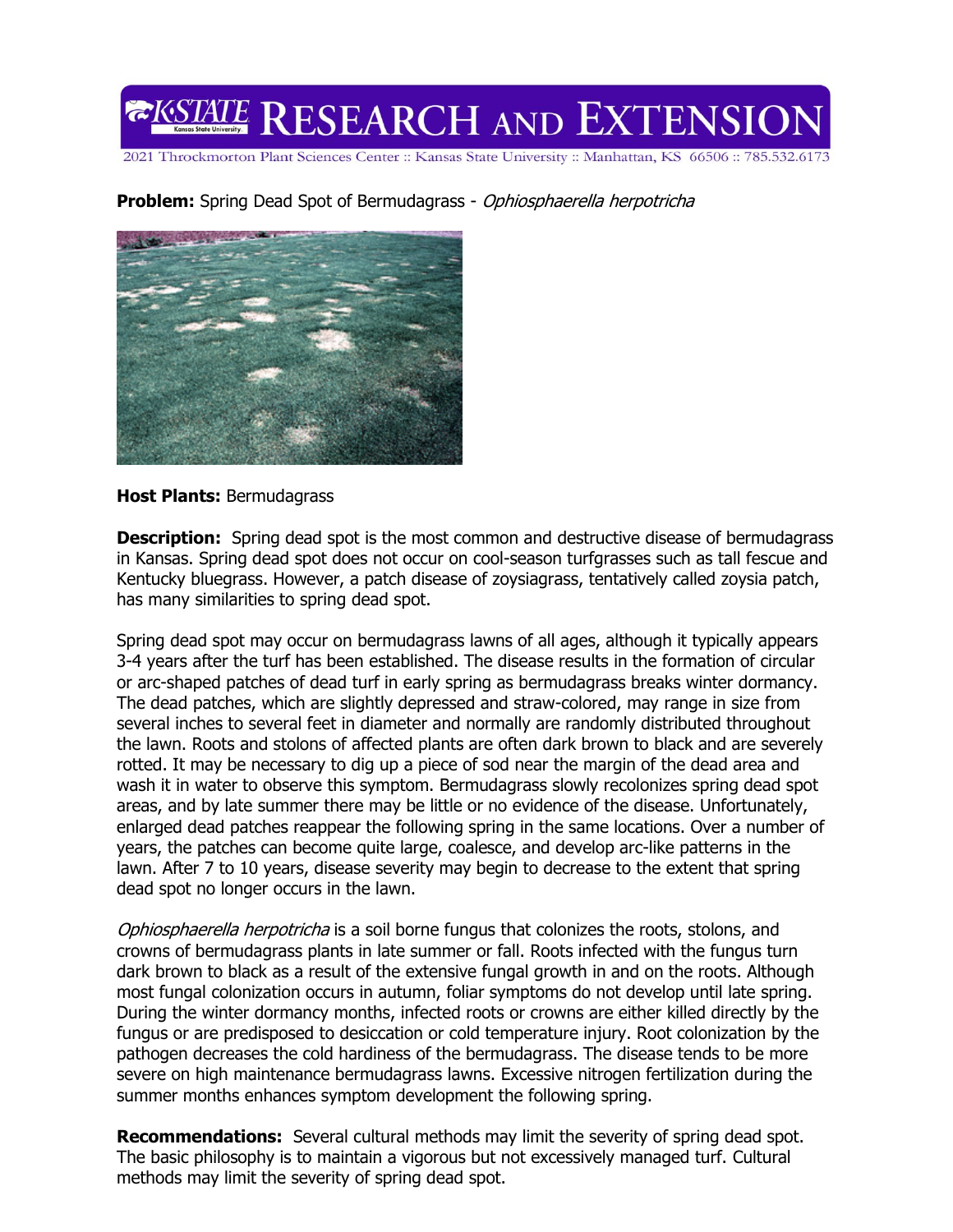**K-STATE RESEARCH AND EXTENSION**

2021 Throckmorton Plant Sciences Center :: Kansas State University :: Manhattan, KS 66506 :: 785.532.6173

**Problem:** Spring Dead Spot of Bermudagrass - *Ophiosphaerella herpotricha*

**Host Plants:** Bermudagrass

**Description:** Spring dead spot is the most common and destructive disease of bermudagrass in Kansas. Spring dead spot does not occur on cool-season turfgrasses such as tall fescue and Kentucky bluegrass. However, a patch disease of zoysiagrass, tentatively called zoysia patch, has many similarities to spring dead spot.

Spring dead spot may occur on bermudagrass lawns of all ages, although it typically appears 3-4 years after the turf has been established. The disease results in the formation of circular or arc-shaped patches of dead turf in early spring as bermudagrass breaks winter dormancy. The dead patches, which are slightly depressed and straw-colored, may range in size from several inches to several feet in diameter and normally are randomly distributed throughout the lawn. Roots and stolons of affected plants are often dark brown to black and are severely rotted. It may be necessary to dig up a piece of sod near the margin of the dead area and wash it in water to observe this symptom. Bermudagrass slowly recolonizes spring dead spot areas, and by late summer there may be little or no evidence of the disease. Unfortunately, enlarged dead patches reappear the following spring in the same locations. Over a number of years, the patches can become quite large, coalesce, and develop arc-like patterns in the lawn. After 7 to 10 years, disease severity may begin to decrease to the extent that spring dead spot no longer occurs in the lawn.

*Ophiosphaerella herpotricha* is a soil borne fungus that colonizes the roots, stolons, and crowns of bermudagrass plants in late summer or fall. Roots infected with the fungus turn dark brown to black as a result of the extensive fungal growth in and on the roots. Although most fungal colonization occurs in autumn, foliar symptoms do not develop until late spring. During the winter dormancy months, infected roots or crowns are either killed directly by the fungus or are predisposed to desiccation or cold temperature injury. Root colonization by the pathogen decreases the cold hardiness of the bermudagrass. The disease tends to be more severe on high maintenance bermudagrass lawns. Excessive nitrogen fertilization during the summer months enhances symptom development the following spring.

**Recommendations:** Several cultural methods may limit the severity of spring dead spot. The basic philosophy is to maintain a vigorous but not excessively managed turf. Cultural methods may limit the severity of spring dead spot.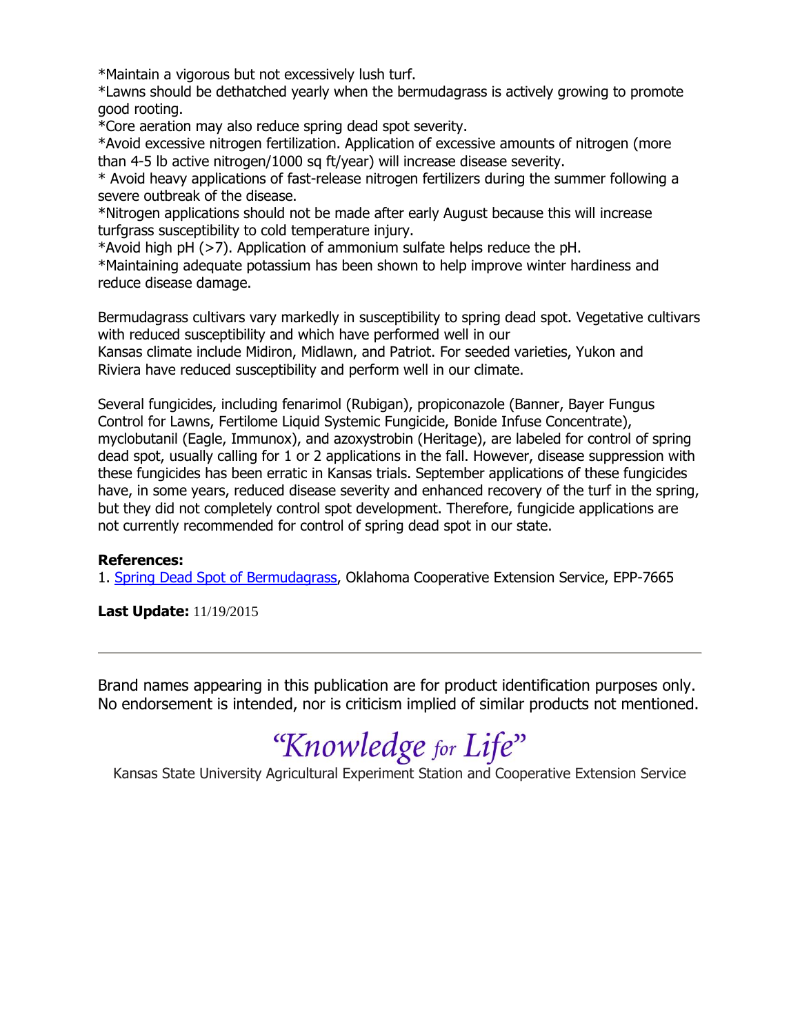*Maintain a vigorous but not excessively lush turf.
*Lawns should be dethatched yearly when the bermudagrass is actively growing to promote good rooting.
*Core aeration may also reduce spring dead spot severity.
*Avoid excessive nitrogen fertilization. Application of excessive amounts of nitrogen (more than 4-5 lb active nitrogen/1000 sq ft/year) will increase disease severity.
* Avoid heavy applications of fast-release nitrogen fertilizers during the summer following a severe outbreak of the disease.
*Nitrogen applications should not be made after early August because this will increase turfgrass susceptibility to cold temperature injury.
*Avoid high pH (>7). Application of ammonium sulfate helps reduce the pH.
*Maintaining adequate potassium has been shown to help improve winter hardiness and reduce disease damage.

Bermudagrass cultivars vary markedly in susceptibility to spring dead spot. Vegetative cultivars with reduced susceptibility and which have performed well in our Kansas climate include Midiron, Midlawn, and Patriot. For seeded varieties, Yukon and Riviera have reduced susceptibility and perform well in our climate.

Several fungicides, including fenarimol (Rubigan), propiconazole (Banner, Bayer Fungus Control for Lawns, Fertilome Liquid Systemic Fungicide, Bonide Infuse Concentrate), myclobutanil (Eagle, Immunox), and azoxystrobin (Heritage), are labeled for control of spring dead spot, usually calling for 1 or 2 applications in the fall. However, disease suppression with these fungicides has been erratic in Kansas trials. September applications of these fungicides have, in some years, reduced disease severity and enhanced recovery of the turf in the spring, but they did not completely control spot development. Therefore, fungicide applications are not currently recommended for control of spring dead spot in our state.

**References:**
1. Spring Dead Spot of Bermudagrass, Oklahoma Cooperative Extension Service, EPP-7665

**Last Update:** 11/19/2015

---

Brand names appearing in this publication are for product identification purposes only. No endorsement is intended, nor is criticism implied of similar products not mentioned.

*"Knowledge for Life"*

Kansas State University Agricultural Experiment Station and Cooperative Extension Service